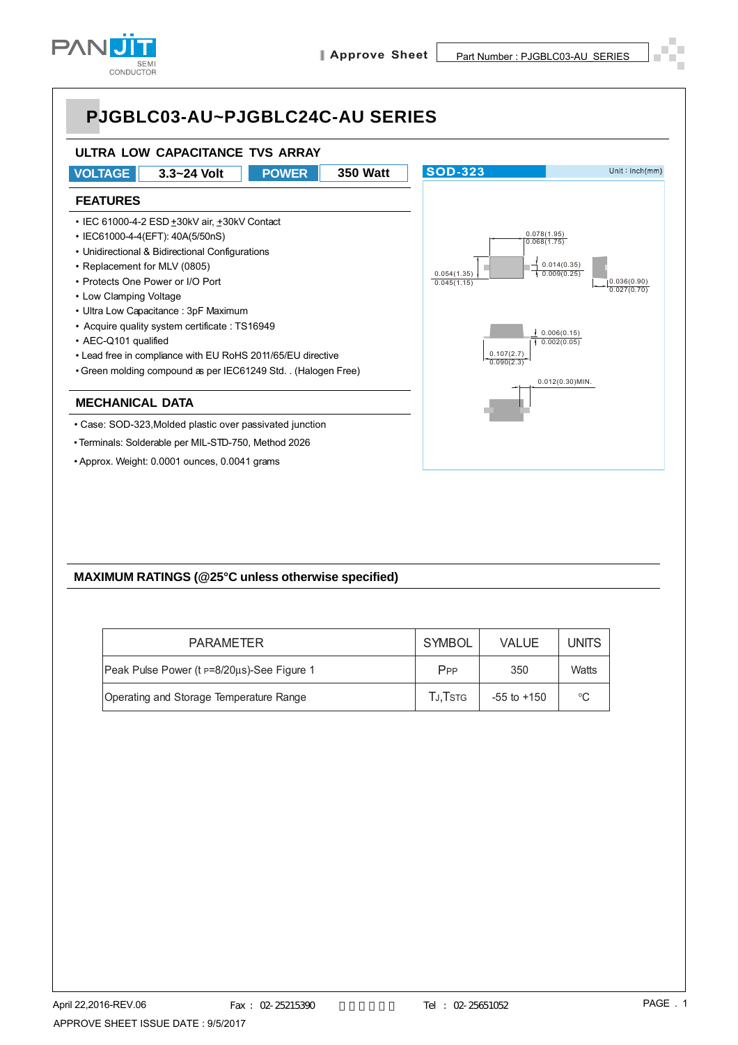# PJGBLC03-AU~PJGBLC24C-AU SERIES

## ULTRA LOW CAPACITANCE TVS ARRAY

| VOLTAGE | 3.3~24 Volt | POWER | 350 Watt |
|---|---|---|---|

SOD-323 — Unit : inch(mm)

0.078(1.95) / 0.068(1.75)
0.014(0.35) / 0.009(0.25)
0.054(1.35) / 0.045(1.15)
0.036(0.90) / 0.027(0.70)
0.006(0.15) / 0.002(0.05)
0.107(2.7) / 0.090(2.3)
0.012(0.30)MIN.

## FEATURES

- IEC 61000-4-2 ESD ±30kV air, ±30kV Contact
- IEC61000-4-4(EFT): 40A(5/50nS)
- Unidirectional & Bidirectional Configurations
- Replacement for MLV (0805)
- Protects One Power or I/O Port
- Low Clamping Voltage
- Ultra Low Capacitance : 3pF Maximum
- Acquire quality system certificate : TS16949
- AEC-Q101 qualified
- Lead free in compliance with EU RoHS 2011/65/EU directive
- Green molding compound as per IEC61249 Std. . (Halogen Free)

## MECHANICAL DATA

- Case: SOD-323,Molded plastic over passivated junction
- Terminals: Solderable per MIL-STD-750, Method 2026
- Approx. Weight: 0.0001 ounces, 0.0041 grams

## MAXIMUM RATINGS (@25°C unless otherwise specified)

| PARAMETER | SYMBOL | VALUE | UNITS |
|---|---|---|---|
| Peak Pulse Power ($t_P$=8/20µs)-See Figure 1 | $P_{PP}$ | 350 | Watts |
| Operating and Storage Temperature Range | $T_J$,$T_{STG}$ | -55 to +150 | °C |

April 22,2016-REV.06    Fax : 02-25215390    Tel : 02-25651052

APPROVE SHEET ISSUE DATE : 9/5/2017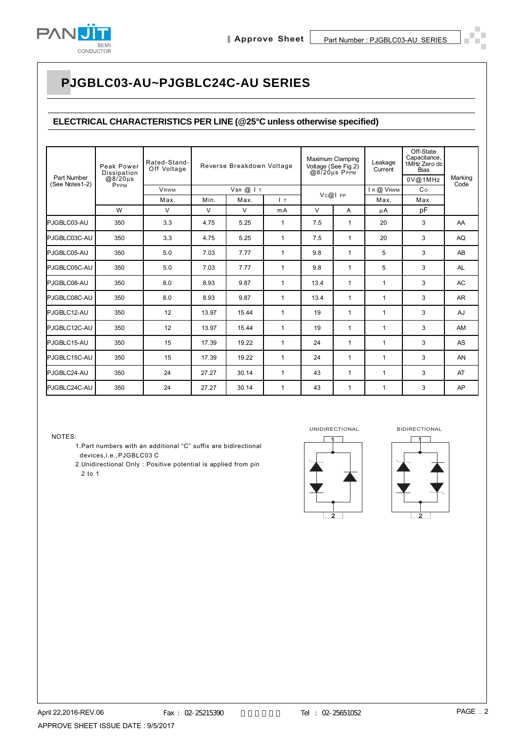# PJGBLC03-AU~PJGBLC24C-AU SERIES

## ELECTRICAL CHARACTERISTICS PER LINE (@25°C unless otherwise specified)

| Part Number (See Notes1-2) | Peak Power Dissipation @8/20μs $P_{PPM}$ | Rated-Stand-Off Voltage | Reverse Breakdown Voltage | | | Maximum Clamping Voltage (See Fig.2) @8/20μs $P_{PPM}$ | | Leakage Current | Off-State Capacitance, 1MHz Zero dc Bias | Marking Code |
|---|---|---|---|---|---|---|---|---|---|---|
| | | | | | | | | | 0V@1MHz | |
| | | $V_{RWM}$ | $V_{BR}$ @ $I_T$ | | | $V_C$@$I_{PP}$ | | $I_R$ @ $V_{RWM}$ | $C_O$ | |
| | | Max. | Min. | Max. | $I_T$ | | | Max. | Max. | |
| | W | V | V | V | mA | V | A | μA | pF | |
| PJGBLC03-AU | 350 | 3.3 | 4.75 | 5.25 | 1 | 7.5 | 1 | 20 | 3 | AA |
| PJGBLC03C-AU | 350 | 3.3 | 4.75 | 5.25 | 1 | 7.5 | 1 | 20 | 3 | AQ |
| PJGBLC05-AU | 350 | 5.0 | 7.03 | 7.77 | 1 | 9.8 | 1 | 5 | 3 | AB |
| PJGBLC05C-AU | 350 | 5.0 | 7.03 | 7.77 | 1 | 9.8 | 1 | 5 | 3 | AL |
| PJGBLC08-AU | 350 | 8.0 | 8.93 | 9.87 | 1 | 13.4 | 1 | 1 | 3 | AC |
| PJGBLC08C-AU | 350 | 8.0 | 8.93 | 9.87 | 1 | 13.4 | 1 | 1 | 3 | AR |
| PJGBLC12-AU | 350 | 12 | 13.97 | 15.44 | 1 | 19 | 1 | 1 | 3 | AJ |
| PJGBLC12C-AU | 350 | 12 | 13.97 | 15.44 | 1 | 19 | 1 | 1 | 3 | AM |
| PJGBLC15-AU | 350 | 15 | 17.39 | 19.22 | 1 | 24 | 1 | 1 | 3 | AS |
| PJGBLC15C-AU | 350 | 15 | 17.39 | 19.22 | 1 | 24 | 1 | 1 | 3 | AN |
| PJGBLC24-AU | 350 | 24 | 27.27 | 30.14 | 1 | 43 | 1 | 1 | 3 | AT |
| PJGBLC24C-AU | 350 | 24 | 27.27 | 30.14 | 1 | 43 | 1 | 1 | 3 | AP |

NOTES:

1. Part numbers with an additional "C" suffix are bidirectional devices,i.e.,PJGBLC03 C
2. Unidirectional Only : Positive potential is applied from pin 2 to 1

UNIDIRECTIONAL

BIDIRECTIONAL

April 22,2016-REV.06

APPROVE SHEET ISSUE DATE : 9/5/2017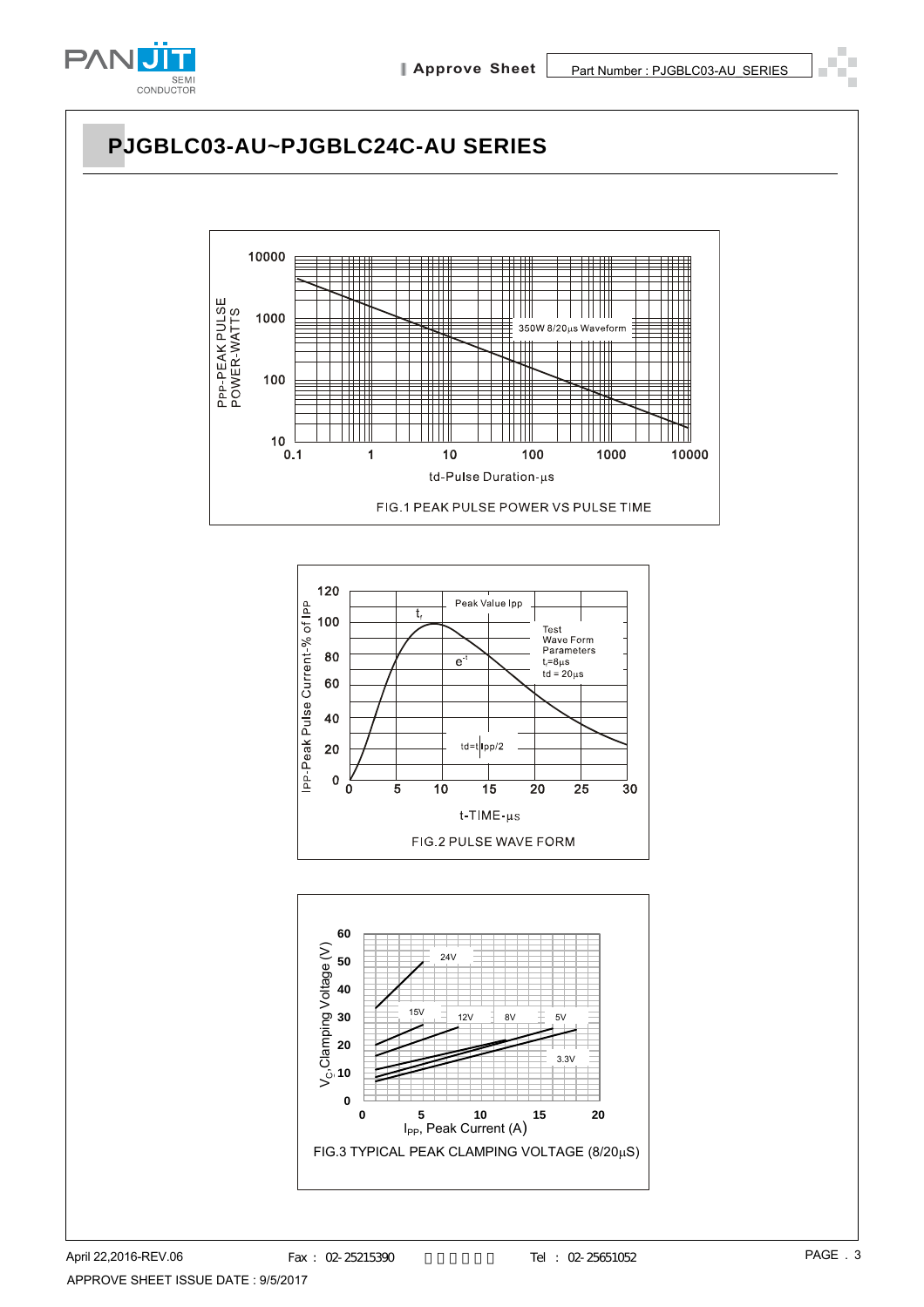# PJGBLC03-AU~PJGBLC24C-AU SERIES

FIG.1 PEAK PULSE POWER VS PULSE TIME

FIG.2 PULSE WAVE FORM

FIG.3 TYPICAL PEAK CLAMPING VOLTAGE (8/20μS)

April 22,2016-REV.06

APPROVE SHEET ISSUE DATE : 9/5/2017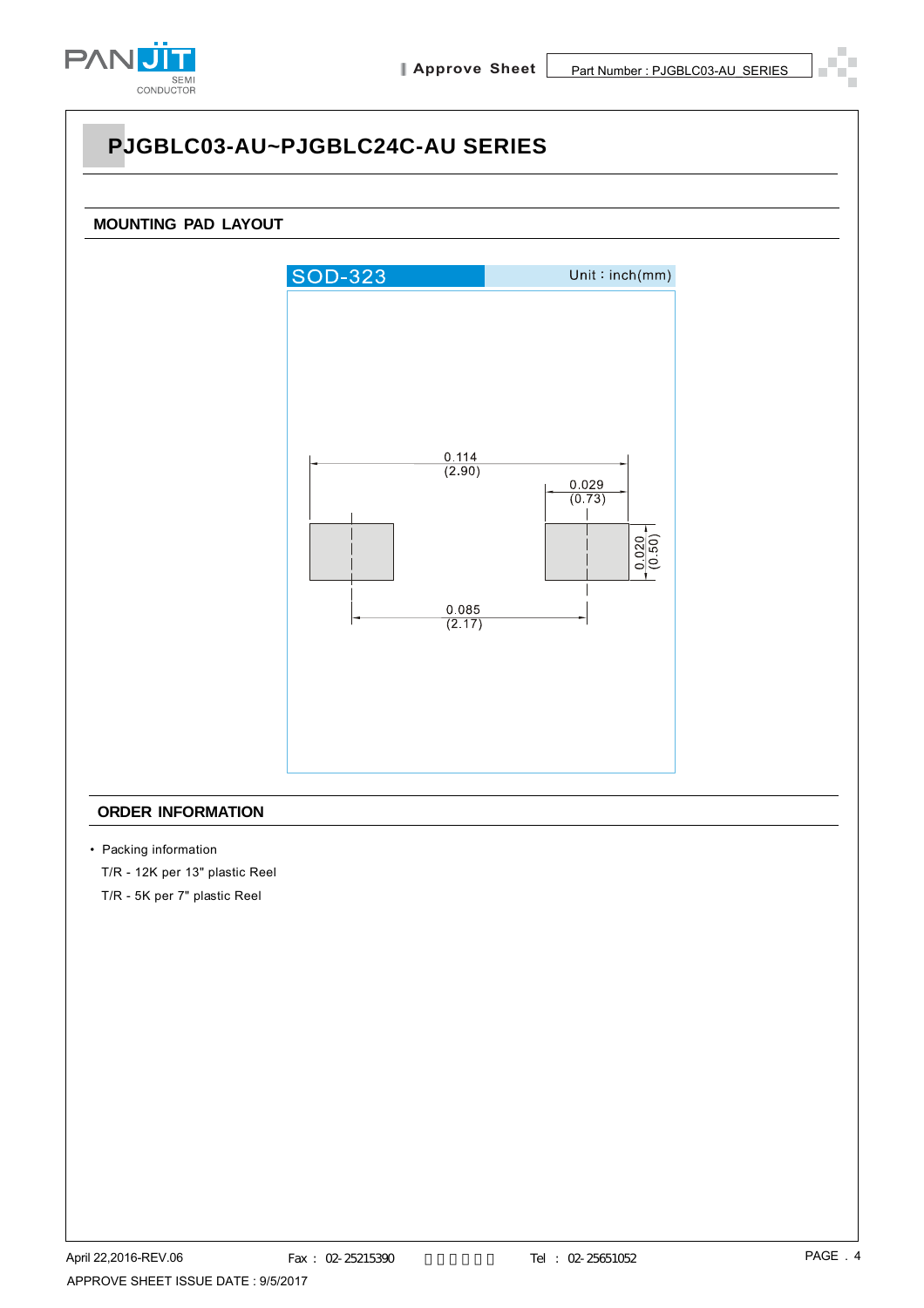# PJGBLC03-AU~PJGBLC24C-AU SERIES

## MOUNTING PAD LAYOUT

SOD-323 Unit：inch(mm)

0.114 (2.90)

0.029 (0.73)

0.020 (0.50)

0.085 (2.17)

## ORDER INFORMATION

- Packing information

  T/R - 12K per 13" plastic Reel

  T/R - 5K per 7" plastic Reel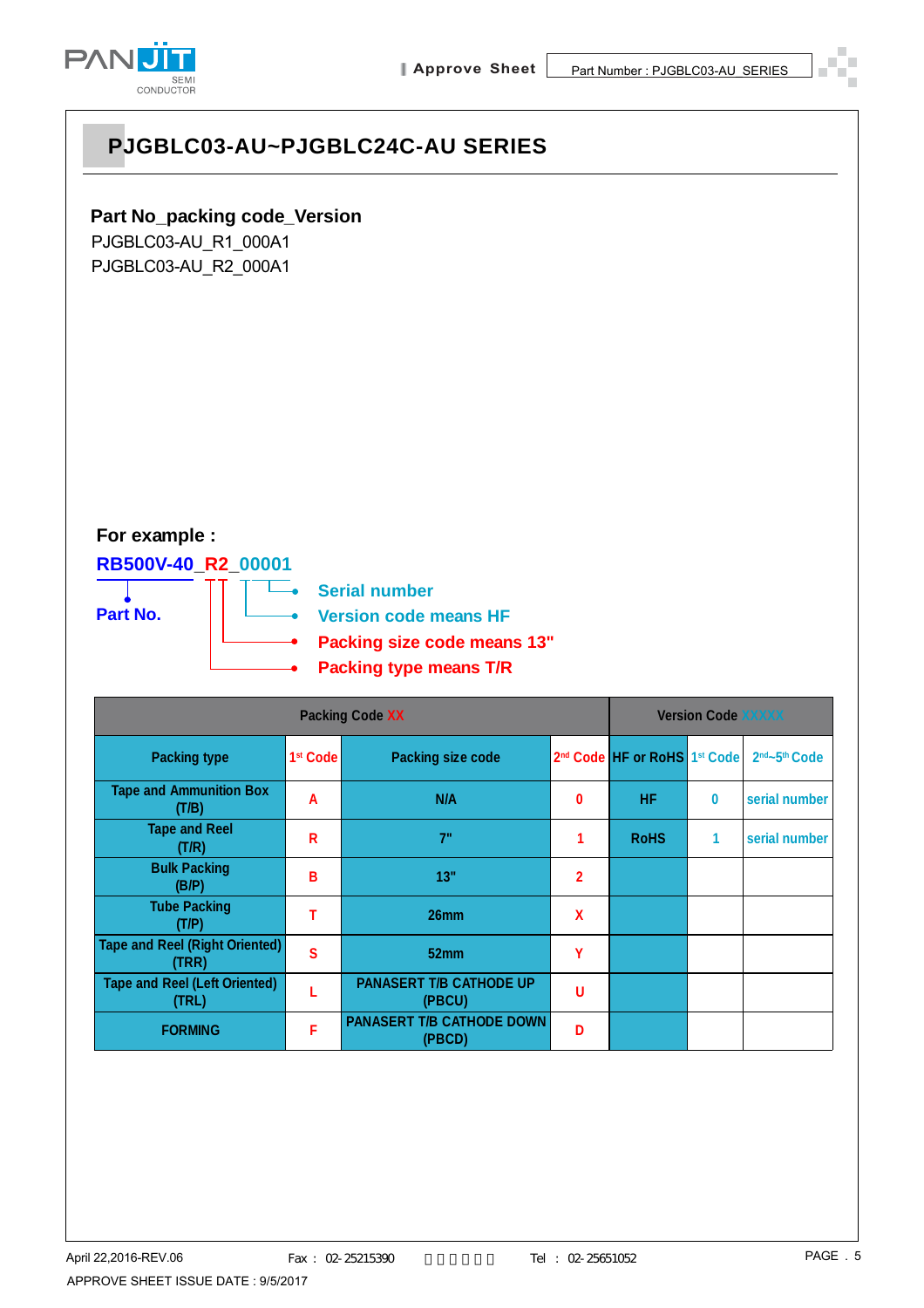# PJGBLC03-AU~PJGBLC24C-AU SERIES

**Part No_packing code_Version**

PJGBLC03-AU_R1_000A1

PJGBLC03-AU_R2_000A1

**For example :**

**RB500V-40_R2_00001**

**Part No.**

- **Serial number**
- **Version code means HF**
- **Packing size code means 13"**
- **Packing type means T/R**

| Packing Code XX | | | | Version Code XXXXX | | |
|---|---|---|---|---|---|---|
| Packing type | 1st Code | Packing size code | 2nd Code | HF or RoHS | 1st Code | 2nd~5th Code |
| Tape and Ammunition Box (T/B) | A | N/A | 0 | HF | 0 | serial number |
| Tape and Reel (T/R) | R | 7" | 1 | RoHS | 1 | serial number |
| Bulk Packing (B/P) | B | 13" | 2 | | | |
| Tube Packing (T/P) | T | 26mm | X | | | |
| Tape and Reel (Right Oriented) (TRR) | S | 52mm | Y | | | |
| Tape and Reel (Left Oriented) (TRL) | L | PANASERT T/B CATHODE UP (PBCU) | U | | | |
| FORMING | F | PANASERT T/B CATHODE DOWN (PBCD) | D | | | |

April 22,2016-REV.06

APPROVE SHEET ISSUE DATE : 9/5/2017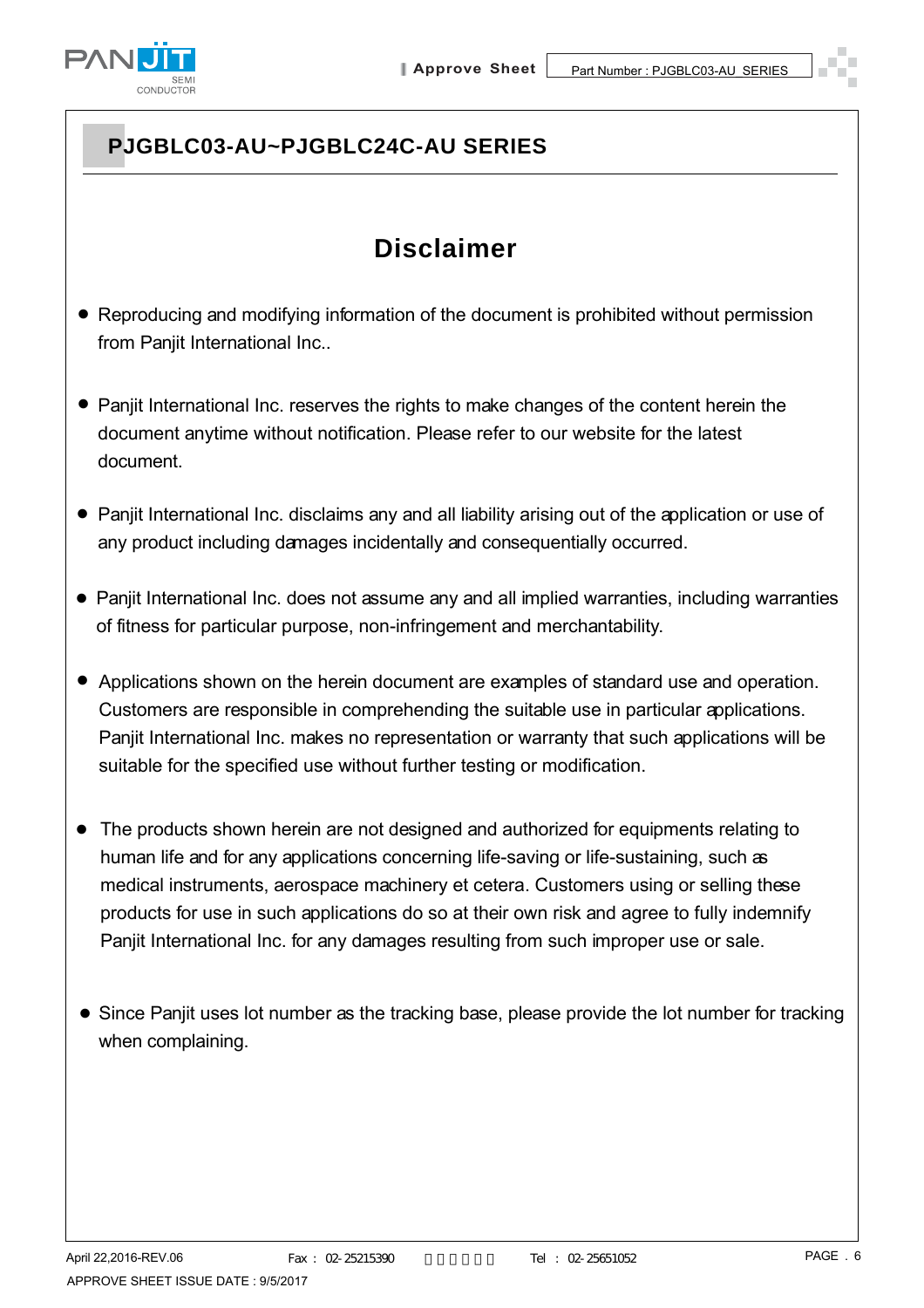## PJGBLC03-AU~PJGBLC24C-AU SERIES

# Disclaimer

- Reproducing and modifying information of the document is prohibited without permission from Panjit International Inc..

- Panjit International Inc. reserves the rights to make changes of the content herein the document anytime without notification. Please refer to our website for the latest document.

- Panjit International Inc. disclaims any and all liability arising out of the application or use of any product including damages incidentally and consequentially occurred.

- Panjit International Inc. does not assume any and all implied warranties, including warranties of fitness for particular purpose, non-infringement and merchantability.

- Applications shown on the herein document are examples of standard use and operation. Customers are responsible in comprehending the suitable use in particular applications. Panjit International Inc. makes no representation or warranty that such applications will be suitable for the specified use without further testing or modification.

- The products shown herein are not designed and authorized for equipments relating to human life and for any applications concerning life-saving or life-sustaining, such as medical instruments, aerospace machinery et cetera. Customers using or selling these products for use in such applications do so at their own risk and agree to fully indemnify Panjit International Inc. for any damages resulting from such improper use or sale.

- Since Panjit uses lot number as the tracking base, please provide the lot number for tracking when complaining.